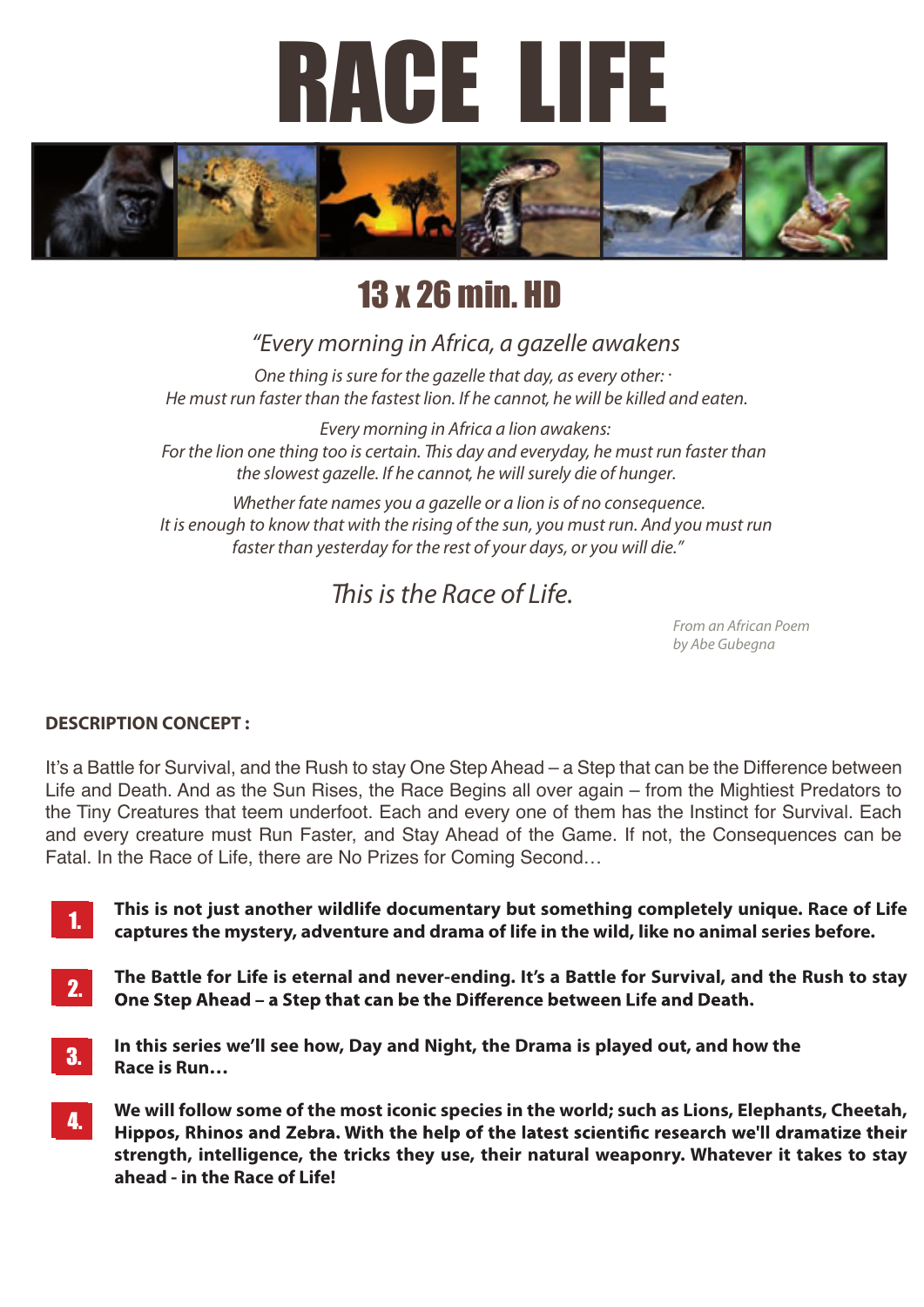# RACE LIFE

## 13 x 26 min. HD

*"Every morning in Africa, a gazelle awakens*

*One thing is sure for the gazelle that day, as every other: ·*
*He must run faster than the fastest lion. If he cannot, he will be killed and eaten.*

*Every morning in Africa a lion awakens:*
*For the lion one thing too is certain. This day and everyday, he must run faster than the slowest gazelle. If he cannot, he will surely die of hunger.*

*Whether fate names you a gazelle or a lion is of no consequence.*
*It is enough to know that with the rising of the sun, you must run. And you must run faster than yesterday for the rest of your days, or you will die."*

*This is the Race of Life.*

*From an African Poem*
*by Abe Gubegna*

**DESCRIPTION CONCEPT :**

It's a Battle for Survival, and the Rush to stay One Step Ahead – a Step that can be the Difference between Life and Death. And as the Sun Rises, the Race Begins all over again – from the Mightiest Predators to the Tiny Creatures that teem underfoot. Each and every one of them has the Instinct for Survival. Each and every creature must Run Faster, and Stay Ahead of the Game. If not, the Consequences can be Fatal. In the Race of Life, there are No Prizes for Coming Second…

1. **This is not just another wildlife documentary but something completely unique. Race of Life captures the mystery, adventure and drama of life in the wild, like no animal series before.**

2. **The Battle for Life is eternal and never-ending. It's a Battle for Survival, and the Rush to stay One Step Ahead – a Step that can be the Difference between Life and Death.**

3. **In this series we'll see how, Day and Night, the Drama is played out, and how the Race is Run…**

4. **We will follow some of the most iconic species in the world; such as Lions, Elephants, Cheetah, Hippos, Rhinos and Zebra. With the help of the latest scientific research we'll dramatize their strength, intelligence, the tricks they use, their natural weaponry. Whatever it takes to stay ahead - in the Race of Life!**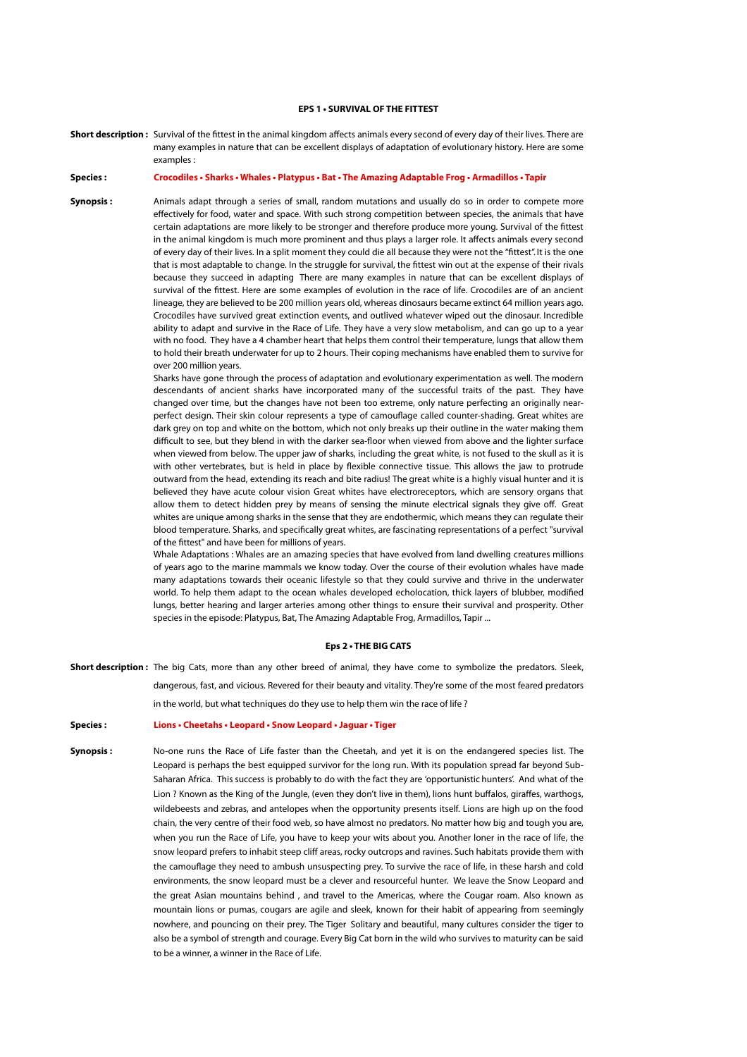### EPS 1 • SURVIVAL OF THE FITTEST

**Short description :** Survival of the fittest in the animal kingdom affects animals every second of every day of their lives. There are many examples in nature that can be excellent displays of adaptation of evolutionary history. Here are some examples :

**Species :** **Crocodiles • Sharks • Whales • Platypus • Bat • The Amazing Adaptable Frog • Armadillos • Tapir**

**Synopsis :** Animals adapt through a series of small, random mutations and usually do so in order to compete more effectively for food, water and space. With such strong competition between species, the animals that have certain adaptations are more likely to be stronger and therefore produce more young. Survival of the fittest in the animal kingdom is much more prominent and thus plays a larger role. It affects animals every second of every day of their lives. In a split moment they could die all because they were not the "fittest". It is the one that is most adaptable to change. In the struggle for survival, the fittest win out at the expense of their rivals because they succeed in adapting There are many examples in nature that can be excellent displays of survival of the fittest. Here are some examples of evolution in the race of life. Crocodiles are of an ancient lineage, they are believed to be 200 million years old, whereas dinosaurs became extinct 64 million years ago. Crocodiles have survived great extinction events, and outlived whatever wiped out the dinosaur. Incredible ability to adapt and survive in the Race of Life. They have a very slow metabolism, and can go up to a year with no food. They have a 4 chamber heart that helps them control their temperature, lungs that allow them to hold their breath underwater for up to 2 hours. Their coping mechanisms have enabled them to survive for over 200 million years.

Sharks have gone through the process of adaptation and evolutionary experimentation as well. The modern descendants of ancient sharks have incorporated many of the successful traits of the past. They have changed over time, but the changes have not been too extreme, only nature perfecting an originally near-perfect design. Their skin colour represents a type of camouflage called counter-shading. Great whites are dark grey on top and white on the bottom, which not only breaks up their outline in the water making them difficult to see, but they blend in with the darker sea-floor when viewed from above and the lighter surface when viewed from below. The upper jaw of sharks, including the great white, is not fused to the skull as it is with other vertebrates, but is held in place by flexible connective tissue. This allows the jaw to protrude outward from the head, extending its reach and bite radius! The great white is a highly visual hunter and it is believed they have acute colour vision Great whites have electroreceptors, which are sensory organs that allow them to detect hidden prey by means of sensing the minute electrical signals they give off. Great whites are unique among sharks in the sense that they are endothermic, which means they can regulate their blood temperature. Sharks, and specifically great whites, are fascinating representations of a perfect "survival of the fittest" and have been for millions of years.

Whale Adaptations : Whales are an amazing species that have evolved from land dwelling creatures millions of years ago to the marine mammals we know today. Over the course of their evolution whales have made many adaptations towards their oceanic lifestyle so that they could survive and thrive in the underwater world. To help them adapt to the ocean whales developed echolocation, thick layers of blubber, modified lungs, better hearing and larger arteries among other things to ensure their survival and prosperity. Other species in the episode: Platypus, Bat, The Amazing Adaptable Frog, Armadillos, Tapir ...

### Eps 2 • THE BIG CATS

**Short description :** The big Cats, more than any other breed of animal, they have come to symbolize the predators. Sleek, dangerous, fast, and vicious. Revered for their beauty and vitality. They're some of the most feared predators in the world, but what techniques do they use to help them win the race of life ?

**Species :** **Lions • Cheetahs • Leopard • Snow Leopard • Jaguar • Tiger**

**Synopsis :** No-one runs the Race of Life faster than the Cheetah, and yet it is on the endangered species list. The Leopard is perhaps the best equipped survivor for the long run. With its population spread far beyond Sub-Saharan Africa. This success is probably to do with the fact they are 'opportunistic hunters'. And what of the Lion ? Known as the King of the Jungle, (even they don't live in them), lions hunt buffalos, giraffes, warthogs, wildebeests and zebras, and antelopes when the opportunity presents itself. Lions are high up on the food chain, the very centre of their food web, so have almost no predators. No matter how big and tough you are, when you run the Race of Life, you have to keep your wits about you. Another loner in the race of life, the snow leopard prefers to inhabit steep cliff areas, rocky outcrops and ravines. Such habitats provide them with the camouflage they need to ambush unsuspecting prey. To survive the race of life, in these harsh and cold environments, the snow leopard must be a clever and resourceful hunter. We leave the Snow Leopard and the great Asian mountains behind , and travel to the Americas, where the Cougar roam. Also known as mountain lions or pumas, cougars are agile and sleek, known for their habit of appearing from seemingly nowhere, and pouncing on their prey. The Tiger Solitary and beautiful, many cultures consider the tiger to also be a symbol of strength and courage. Every Big Cat born in the wild who survives to maturity can be said to be a winner, a winner in the Race of Life.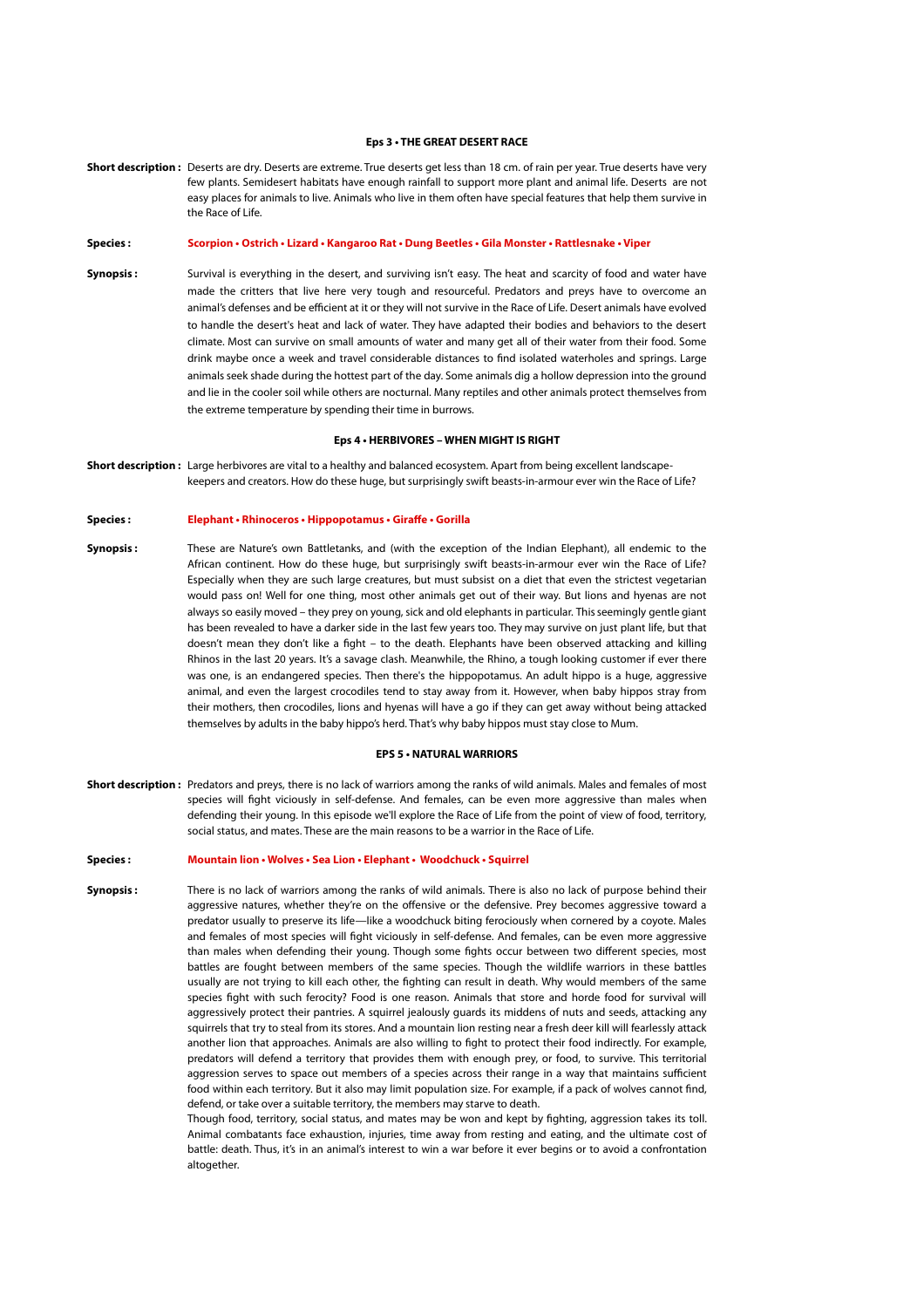### Eps 3 • THE GREAT DESERT RACE

**Short description :** Deserts are dry. Deserts are extreme. True deserts get less than 18 cm. of rain per year. True deserts have very few plants. Semidesert habitats have enough rainfall to support more plant and animal life. Deserts are not easy places for animals to live. Animals who live in them often have special features that help them survive in the Race of Life.

**Species :** **Scorpion • Ostrich • Lizard • Kangaroo Rat • Dung Beetles • Gila Monster • Rattlesnake • Viper**

**Synopsis :** Survival is everything in the desert, and surviving isn't easy. The heat and scarcity of food and water have made the critters that live here very tough and resourceful. Predators and preys have to overcome an animal's defenses and be efficient at it or they will not survive in the Race of Life. Desert animals have evolved to handle the desert's heat and lack of water. They have adapted their bodies and behaviors to the desert climate. Most can survive on small amounts of water and many get all of their water from their food. Some drink maybe once a week and travel considerable distances to find isolated waterholes and springs. Large animals seek shade during the hottest part of the day. Some animals dig a hollow depression into the ground and lie in the cooler soil while others are nocturnal. Many reptiles and other animals protect themselves from the extreme temperature by spending their time in burrows.

### Eps 4 • HERBIVORES – WHEN MIGHT IS RIGHT

**Short description :** Large herbivores are vital to a healthy and balanced ecosystem. Apart from being excellent landscape-keepers and creators. How do these huge, but surprisingly swift beasts-in-armour ever win the Race of Life?

**Species :** **Elephant • Rhinoceros • Hippopotamus • Giraffe • Gorilla**

**Synopsis :** These are Nature's own Battletanks, and (with the exception of the Indian Elephant), all endemic to the African continent. How do these huge, but surprisingly swift beasts-in-armour ever win the Race of Life? Especially when they are such large creatures, but must subsist on a diet that even the strictest vegetarian would pass on! Well for one thing, most other animals get out of their way. But lions and hyenas are not always so easily moved – they prey on young, sick and old elephants in particular. This seemingly gentle giant has been revealed to have a darker side in the last few years too. They may survive on just plant life, but that doesn't mean they don't like a fight – to the death. Elephants have been observed attacking and killing Rhinos in the last 20 years. It's a savage clash. Meanwhile, the Rhino, a tough looking customer if ever there was one, is an endangered species. Then there's the hippopotamus. An adult hippo is a huge, aggressive animal, and even the largest crocodiles tend to stay away from it. However, when baby hippos stray from their mothers, then crocodiles, lions and hyenas will have a go if they can get away without being attacked themselves by adults in the baby hippo's herd. That's why baby hippos must stay close to Mum.

### EPS 5 • NATURAL WARRIORS

**Short description :** Predators and preys, there is no lack of warriors among the ranks of wild animals. Males and females of most species will fight viciously in self-defense. And females, can be even more aggressive than males when defending their young. In this episode we'll explore the Race of Life from the point of view of food, territory, social status, and mates. These are the main reasons to be a warrior in the Race of Life.

**Species :** **Mountain lion • Wolves • Sea Lion • Elephant • Woodchuck • Squirrel**

**Synopsis :** There is no lack of warriors among the ranks of wild animals. There is also no lack of purpose behind their aggressive natures, whether they're on the offensive or the defensive. Prey becomes aggressive toward a predator usually to preserve its life—like a woodchuck biting ferociously when cornered by a coyote. Males and females of most species will fight viciously in self-defense. And females, can be even more aggressive than males when defending their young. Though some fights occur between two different species, most battles are fought between members of the same species. Though the wildlife warriors in these battles usually are not trying to kill each other, the fighting can result in death. Why would members of the same species fight with such ferocity? Food is one reason. Animals that store and horde food for survival will aggressively protect their pantries. A squirrel jealously guards its middens of nuts and seeds, attacking any squirrels that try to steal from its stores. And a mountain lion resting near a fresh deer kill will fearlessly attack another lion that approaches. Animals are also willing to fight to protect their food indirectly. For example, predators will defend a territory that provides them with enough prey, or food, to survive. This territorial aggression serves to space out members of a species across their range in a way that maintains sufficient food within each territory. But it also may limit population size. For example, if a pack of wolves cannot find, defend, or take over a suitable territory, the members may starve to death.

Though food, territory, social status, and mates may be won and kept by fighting, aggression takes its toll. Animal combatants face exhaustion, injuries, time away from resting and eating, and the ultimate cost of battle: death. Thus, it's in an animal's interest to win a war before it ever begins or to avoid a confrontation altogether.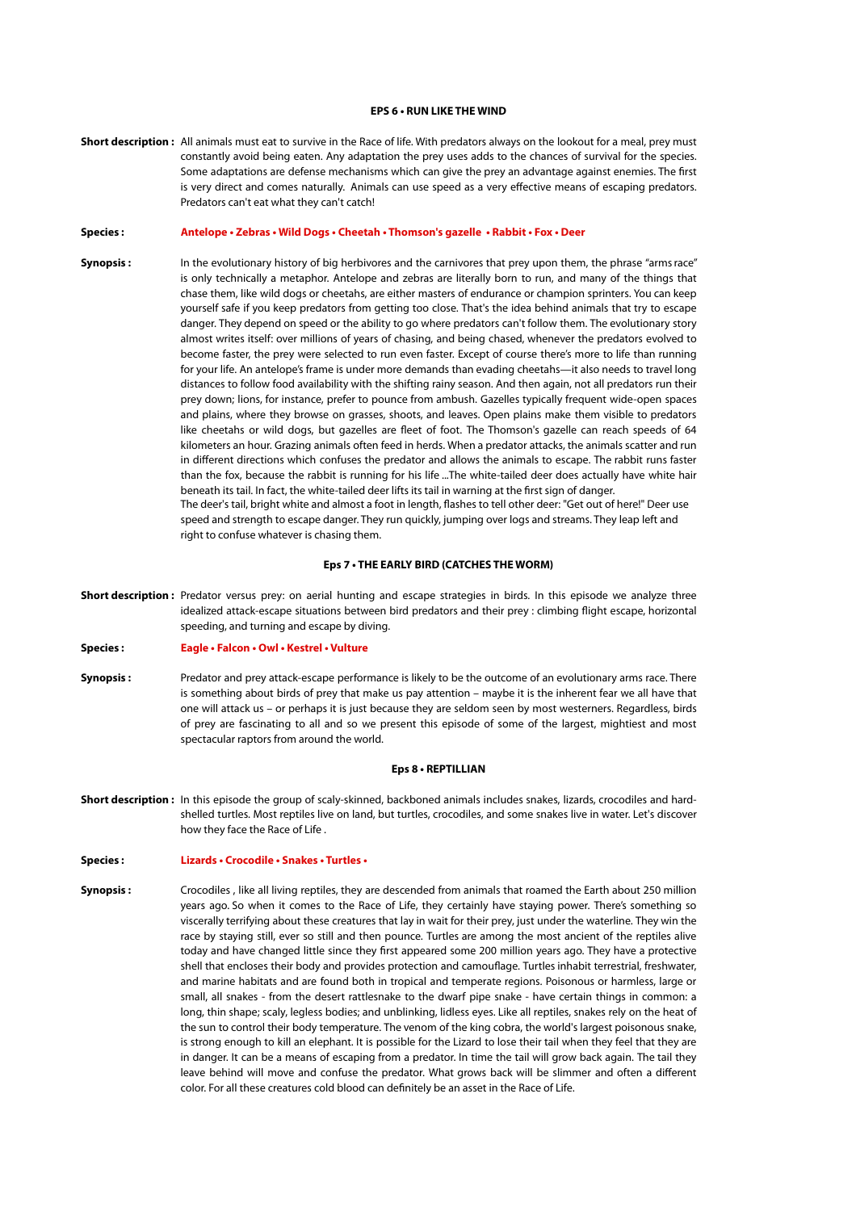## EPS 6 • RUN LIKE THE WIND

**Short description :** All animals must eat to survive in the Race of life. With predators always on the lookout for a meal, prey must constantly avoid being eaten. Any adaptation the prey uses adds to the chances of survival for the species. Some adaptations are defense mechanisms which can give the prey an advantage against enemies. The first is very direct and comes naturally. Animals can use speed as a very effective means of escaping predators. Predators can't eat what they can't catch!

**Species :** **Antelope • Zebras • Wild Dogs • Cheetah • Thomson's gazelle • Rabbit • Fox • Deer**

**Synopsis :** In the evolutionary history of big herbivores and the carnivores that prey upon them, the phrase "arms race" is only technically a metaphor. Antelope and zebras are literally born to run, and many of the things that chase them, like wild dogs or cheetahs, are either masters of endurance or champion sprinters. You can keep yourself safe if you keep predators from getting too close. That's the idea behind animals that try to escape danger. They depend on speed or the ability to go where predators can't follow them. The evolutionary story almost writes itself: over millions of years of chasing, and being chased, whenever the predators evolved to become faster, the prey were selected to run even faster. Except of course there's more to life than running for your life. An antelope's frame is under more demands than evading cheetahs—it also needs to travel long distances to follow food availability with the shifting rainy season. And then again, not all predators run their prey down; lions, for instance, prefer to pounce from ambush. Gazelles typically frequent wide-open spaces and plains, where they browse on grasses, shoots, and leaves. Open plains make them visible to predators like cheetahs or wild dogs, but gazelles are fleet of foot. The Thomson's gazelle can reach speeds of 64 kilometers an hour. Grazing animals often feed in herds. When a predator attacks, the animals scatter and run in different directions which confuses the predator and allows the animals to escape. The rabbit runs faster than the fox, because the rabbit is running for his life ...The white-tailed deer does actually have white hair beneath its tail. In fact, the white-tailed deer lifts its tail in warning at the first sign of danger.
The deer's tail, bright white and almost a foot in length, flashes to tell other deer: "Get out of here!" Deer use speed and strength to escape danger. They run quickly, jumping over logs and streams. They leap left and right to confuse whatever is chasing them.

## Eps 7 • THE EARLY BIRD (CATCHES THE WORM)

**Short description :** Predator versus prey: on aerial hunting and escape strategies in birds. In this episode we analyze three idealized attack-escape situations between bird predators and their prey : climbing flight escape, horizontal speeding, and turning and escape by diving.

**Species :** **Eagle • Falcon • Owl • Kestrel • Vulture**

**Synopsis :** Predator and prey attack-escape performance is likely to be the outcome of an evolutionary arms race. There is something about birds of prey that make us pay attention – maybe it is the inherent fear we all have that one will attack us – or perhaps it is just because they are seldom seen by most westerners. Regardless, birds of prey are fascinating to all and so we present this episode of some of the largest, mightiest and most spectacular raptors from around the world.

## Eps 8 • REPTILLIAN

**Short description :** In this episode the group of scaly-skinned, backboned animals includes snakes, lizards, crocodiles and hard-shelled turtles. Most reptiles live on land, but turtles, crocodiles, and some snakes live in water. Let's discover how they face the Race of Life .

**Species :** **Lizards • Crocodile • Snakes • Turtles •**

**Synopsis :** Crocodiles , like all living reptiles, they are descended from animals that roamed the Earth about 250 million years ago. So when it comes to the Race of Life, they certainly have staying power. There's something so viscerally terrifying about these creatures that lay in wait for their prey, just under the waterline. They win the race by staying still, ever so still and then pounce. Turtles are among the most ancient of the reptiles alive today and have changed little since they first appeared some 200 million years ago. They have a protective shell that encloses their body and provides protection and camouflage. Turtles inhabit terrestrial, freshwater, and marine habitats and are found both in tropical and temperate regions. Poisonous or harmless, large or small, all snakes - from the desert rattlesnake to the dwarf pipe snake - have certain things in common: a long, thin shape; scaly, legless bodies; and unblinking, lidless eyes. Like all reptiles, snakes rely on the heat of the sun to control their body temperature. The venom of the king cobra, the world's largest poisonous snake, is strong enough to kill an elephant. It is possible for the Lizard to lose their tail when they feel that they are in danger. It can be a means of escaping from a predator. In time the tail will grow back again. The tail they leave behind will move and confuse the predator. What grows back will be slimmer and often a different color. For all these creatures cold blood can definitely be an asset in the Race of Life.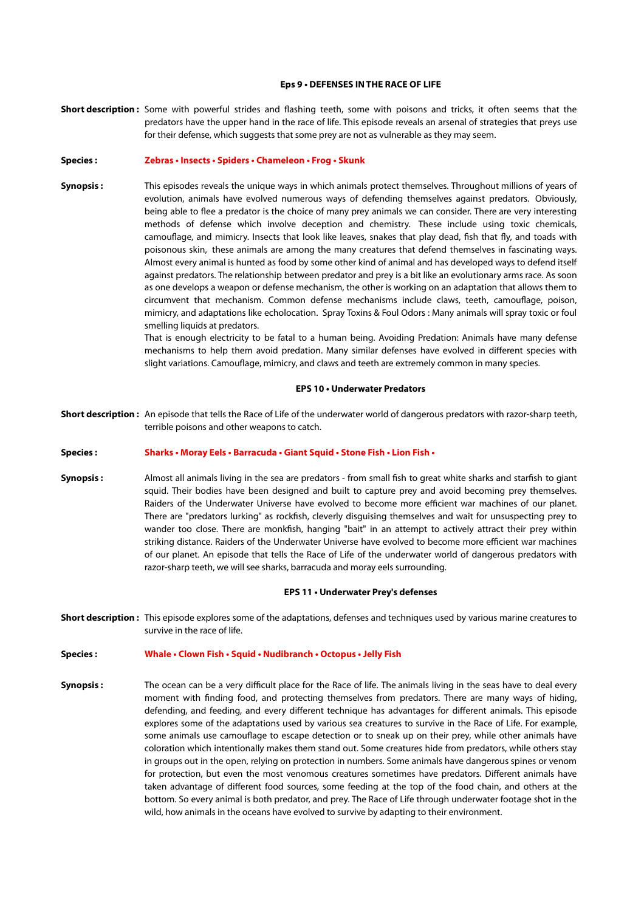### Eps 9 • DEFENSES IN THE RACE OF LIFE

**Short description :** Some with powerful strides and flashing teeth, some with poisons and tricks, it often seems that the predators have the upper hand in the race of life. This episode reveals an arsenal of strategies that preys use for their defense, which suggests that some prey are not as vulnerable as they may seem.

**Species :** **Zebras • Insects • Spiders • Chameleon • Frog • Skunk**

**Synopsis :** This episodes reveals the unique ways in which animals protect themselves. Throughout millions of years of evolution, animals have evolved numerous ways of defending themselves against predators. Obviously, being able to flee a predator is the choice of many prey animals we can consider. There are very interesting methods of defense which involve deception and chemistry. These include using toxic chemicals, camouflage, and mimicry. Insects that look like leaves, snakes that play dead, fish that fly, and toads with poisonous skin, these animals are among the many creatures that defend themselves in fascinating ways. Almost every animal is hunted as food by some other kind of animal and has developed ways to defend itself against predators. The relationship between predator and prey is a bit like an evolutionary arms race. As soon as one develops a weapon or defense mechanism, the other is working on an adaptation that allows them to circumvent that mechanism. Common defense mechanisms include claws, teeth, camouflage, poison, mimicry, and adaptations like echolocation. Spray Toxins & Foul Odors : Many animals will spray toxic or foul smelling liquids at predators.
That is enough electricity to be fatal to a human being. Avoiding Predation: Animals have many defense mechanisms to help them avoid predation. Many similar defenses have evolved in different species with slight variations. Camouflage, mimicry, and claws and teeth are extremely common in many species.

### EPS 10 • Underwater Predators

**Short description :** An episode that tells the Race of Life of the underwater world of dangerous predators with razor-sharp teeth, terrible poisons and other weapons to catch.

**Species :** **Sharks • Moray Eels • Barracuda • Giant Squid • Stone Fish • Lion Fish •**

**Synopsis :** Almost all animals living in the sea are predators - from small fish to great white sharks and starfish to giant squid. Their bodies have been designed and built to capture prey and avoid becoming prey themselves. Raiders of the Underwater Universe have evolved to become more efficient war machines of our planet. There are "predators lurking" as rockfish, cleverly disguising themselves and wait for unsuspecting prey to wander too close. There are monkfish, hanging "bait" in an attempt to actively attract their prey within striking distance. Raiders of the Underwater Universe have evolved to become more efficient war machines of our planet. An episode that tells the Race of Life of the underwater world of dangerous predators with razor-sharp teeth, we will see sharks, barracuda and moray eels surrounding.

### EPS 11 • Underwater Prey's defenses

**Short description :** This episode explores some of the adaptations, defenses and techniques used by various marine creatures to survive in the race of life.

**Species :** **Whale • Clown Fish • Squid • Nudibranch • Octopus • Jelly Fish**

**Synopsis :** The ocean can be a very difficult place for the Race of life. The animals living in the seas have to deal every moment with finding food, and protecting themselves from predators. There are many ways of hiding, defending, and feeding, and every different technique has advantages for different animals. This episode explores some of the adaptations used by various sea creatures to survive in the Race of Life. For example, some animals use camouflage to escape detection or to sneak up on their prey, while other animals have coloration which intentionally makes them stand out. Some creatures hide from predators, while others stay in groups out in the open, relying on protection in numbers. Some animals have dangerous spines or venom for protection, but even the most venomous creatures sometimes have predators. Different animals have taken advantage of different food sources, some feeding at the top of the food chain, and others at the bottom. So every animal is both predator, and prey. The Race of Life through underwater footage shot in the wild, how animals in the oceans have evolved to survive by adapting to their environment.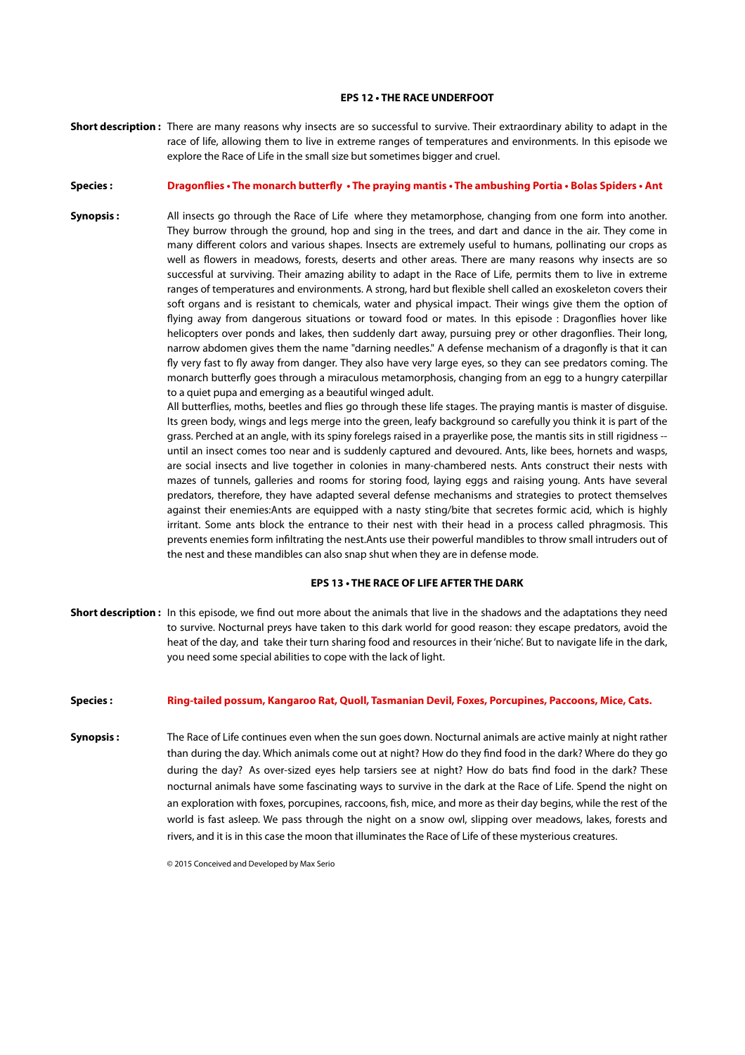### EPS 12 • THE RACE UNDERFOOT

**Short description :** There are many reasons why insects are so successful to survive. Their extraordinary ability to adapt in the race of life, allowing them to live in extreme ranges of temperatures and environments. In this episode we explore the Race of Life in the small size but sometimes bigger and cruel.

**Species :** **Dragonflies • The monarch butterfly • The praying mantis • The ambushing Portia • Bolas Spiders • Ant**

**Synopsis :** All insects go through the Race of Life where they metamorphose, changing from one form into another. They burrow through the ground, hop and sing in the trees, and dart and dance in the air. They come in many different colors and various shapes. Insects are extremely useful to humans, pollinating our crops as well as flowers in meadows, forests, deserts and other areas. There are many reasons why insects are so successful at surviving. Their amazing ability to adapt in the Race of Life, permits them to live in extreme ranges of temperatures and environments. A strong, hard but flexible shell called an exoskeleton covers their soft organs and is resistant to chemicals, water and physical impact. Their wings give them the option of flying away from dangerous situations or toward food or mates. In this episode : Dragonflies hover like helicopters over ponds and lakes, then suddenly dart away, pursuing prey or other dragonflies. Their long, narrow abdomen gives them the name "darning needles." A defense mechanism of a dragonfly is that it can fly very fast to fly away from danger. They also have very large eyes, so they can see predators coming. The monarch butterfly goes through a miraculous metamorphosis, changing from an egg to a hungry caterpillar to a quiet pupa and emerging as a beautiful winged adult.

All butterflies, moths, beetles and flies go through these life stages. The praying mantis is master of disguise. Its green body, wings and legs merge into the green, leafy background so carefully you think it is part of the grass. Perched at an angle, with its spiny forelegs raised in a prayerlike pose, the mantis sits in still rigidness -- until an insect comes too near and is suddenly captured and devoured. Ants, like bees, hornets and wasps, are social insects and live together in colonies in many-chambered nests. Ants construct their nests with mazes of tunnels, galleries and rooms for storing food, laying eggs and raising young. Ants have several predators, therefore, they have adapted several defense mechanisms and strategies to protect themselves against their enemies:Ants are equipped with a nasty sting/bite that secretes formic acid, which is highly irritant. Some ants block the entrance to their nest with their head in a process called phragmosis. This prevents enemies form infiltrating the nest.Ants use their powerful mandibles to throw small intruders out of the nest and these mandibles can also snap shut when they are in defense mode.

### EPS 13 • THE RACE OF LIFE AFTER THE DARK

**Short description :** In this episode, we find out more about the animals that live in the shadows and the adaptations they need to survive. Nocturnal preys have taken to this dark world for good reason: they escape predators, avoid the heat of the day, and take their turn sharing food and resources in their 'niche'. But to navigate life in the dark, you need some special abilities to cope with the lack of light.

**Species :** **Ring-tailed possum, Kangaroo Rat, Quoll, Tasmanian Devil, Foxes, Porcupines, Paccoons, Mice, Cats.**

**Synopsis :** The Race of Life continues even when the sun goes down. Nocturnal animals are active mainly at night rather than during the day. Which animals come out at night? How do they find food in the dark? Where do they go during the day? As over-sized eyes help tarsiers see at night? How do bats find food in the dark? These nocturnal animals have some fascinating ways to survive in the dark at the Race of Life. Spend the night on an exploration with foxes, porcupines, raccoons, fish, mice, and more as their day begins, while the rest of the world is fast asleep. We pass through the night on a snow owl, slipping over meadows, lakes, forests and rivers, and it is in this case the moon that illuminates the Race of Life of these mysterious creatures.

© 2015 Conceived and Developed by Max Serio